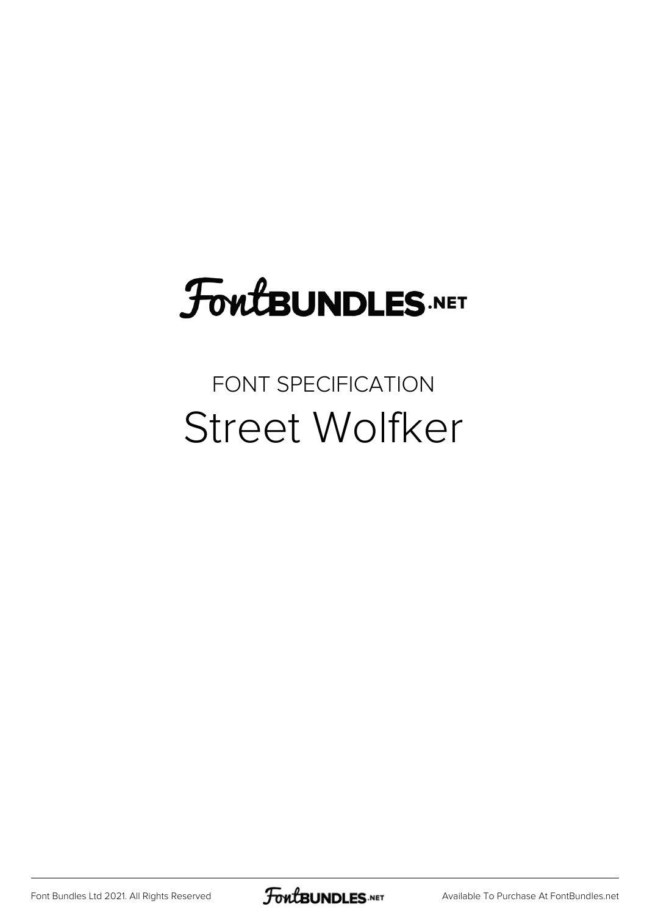# FontBUNDLES.NET

FONT SPECIFICATION

## Street Wolfker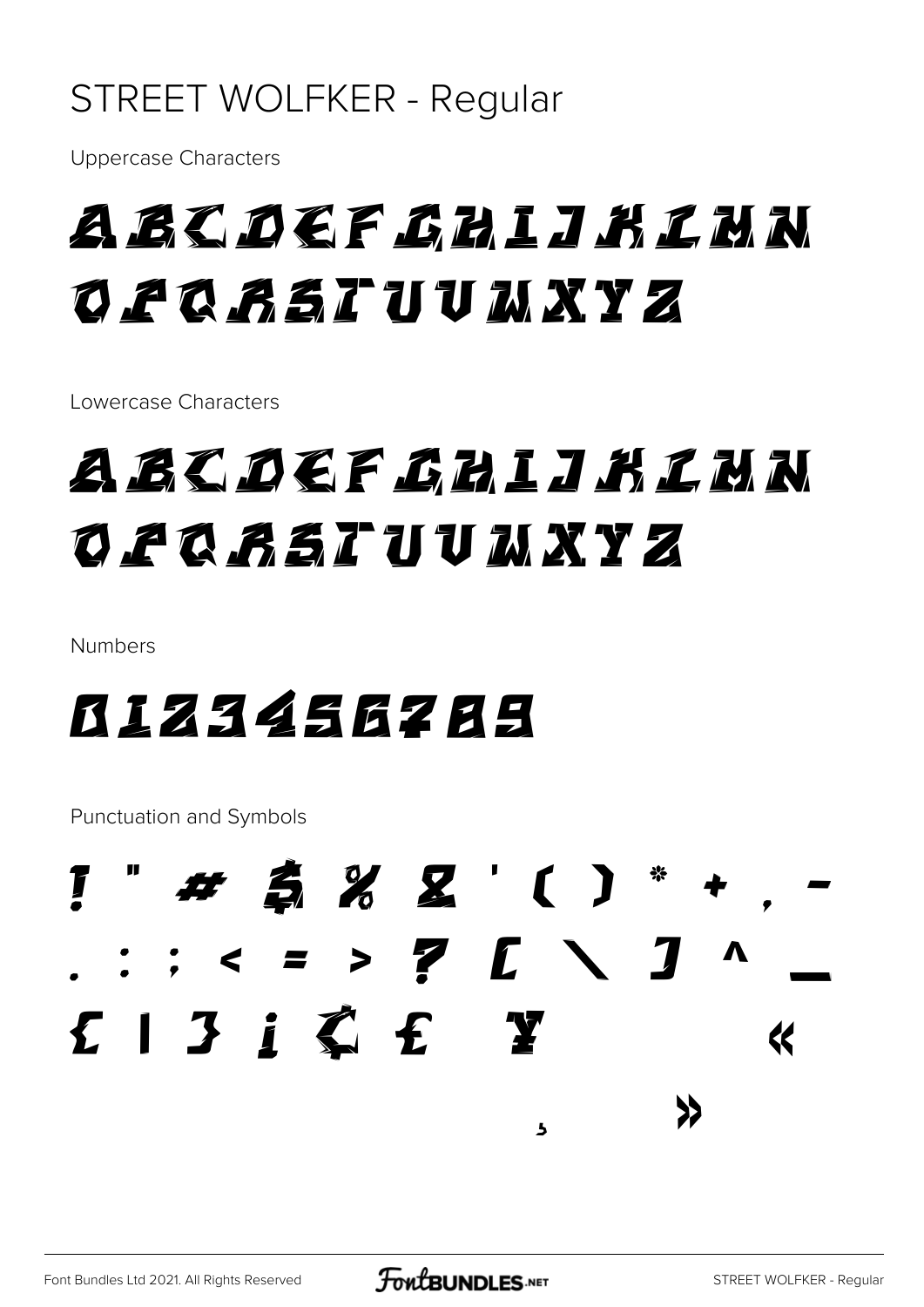# STREET WOLFKER - Regular

Uppercase Characters

ABCDEFGHIJKLMN
OPQRSTUVWXYZ

Lowercase Characters

abcdefghijklmn
opqrstuvwxyz

Numbers

0123456789

Punctuation and Symbols

! " # $ % & ' ( ) * + , -
. : ; < = > ? [ \ ] ^ _
{ | } ¡ ¢ £ ¥ «
¸ »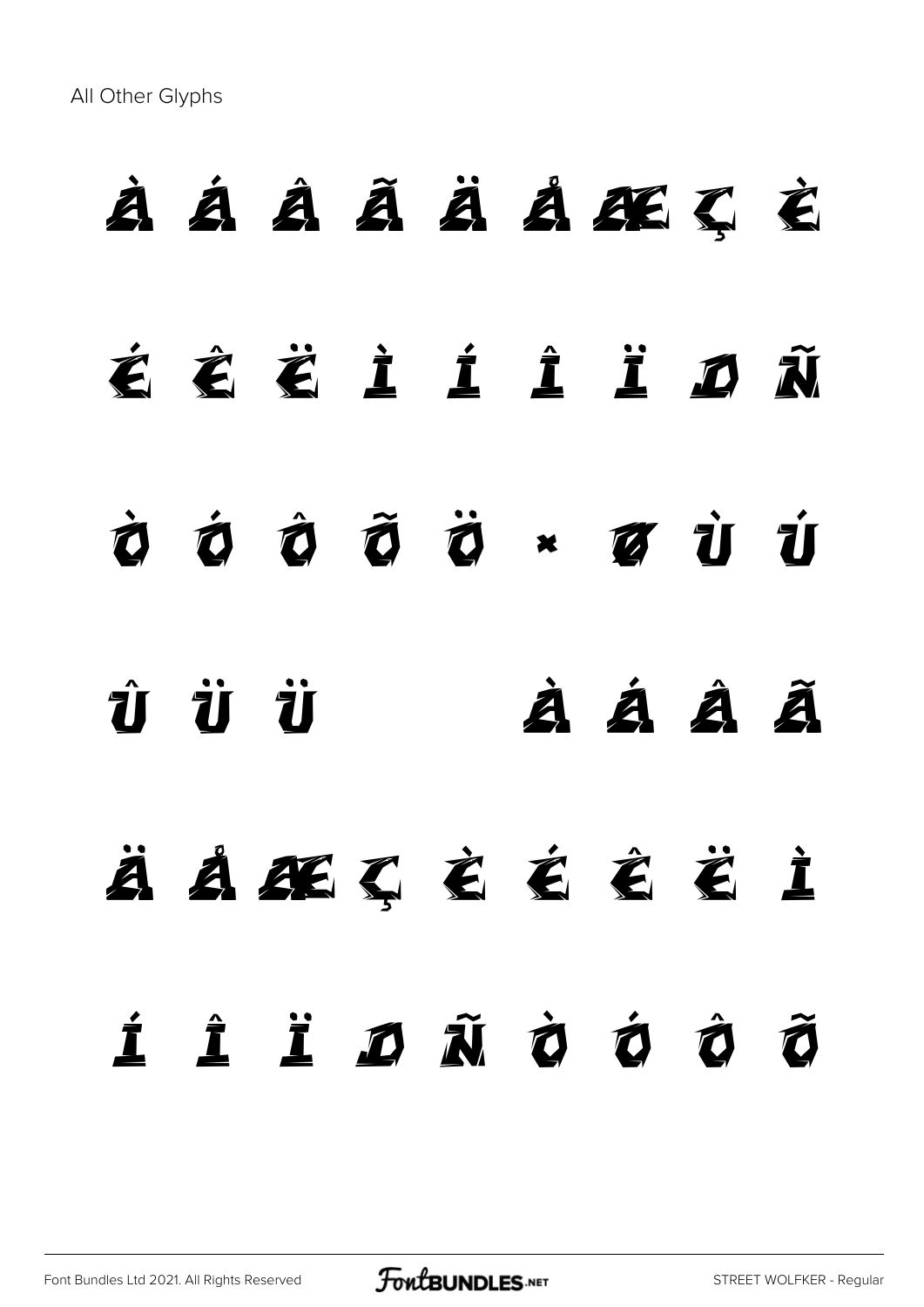All Other Glyphs

À Á Â Ã Ä Å Æ Ç È

É Ê Ë Ì Í Î Ï Ð Ñ

Ò Ó Ô Õ Ö × Ø Ù Ú

Û Ü Ü À Á Â Ã

Ä Å Æ Ç È É Ê Ë Ì

Í Î Ï Ð Ñ Ò Ó Ô Õ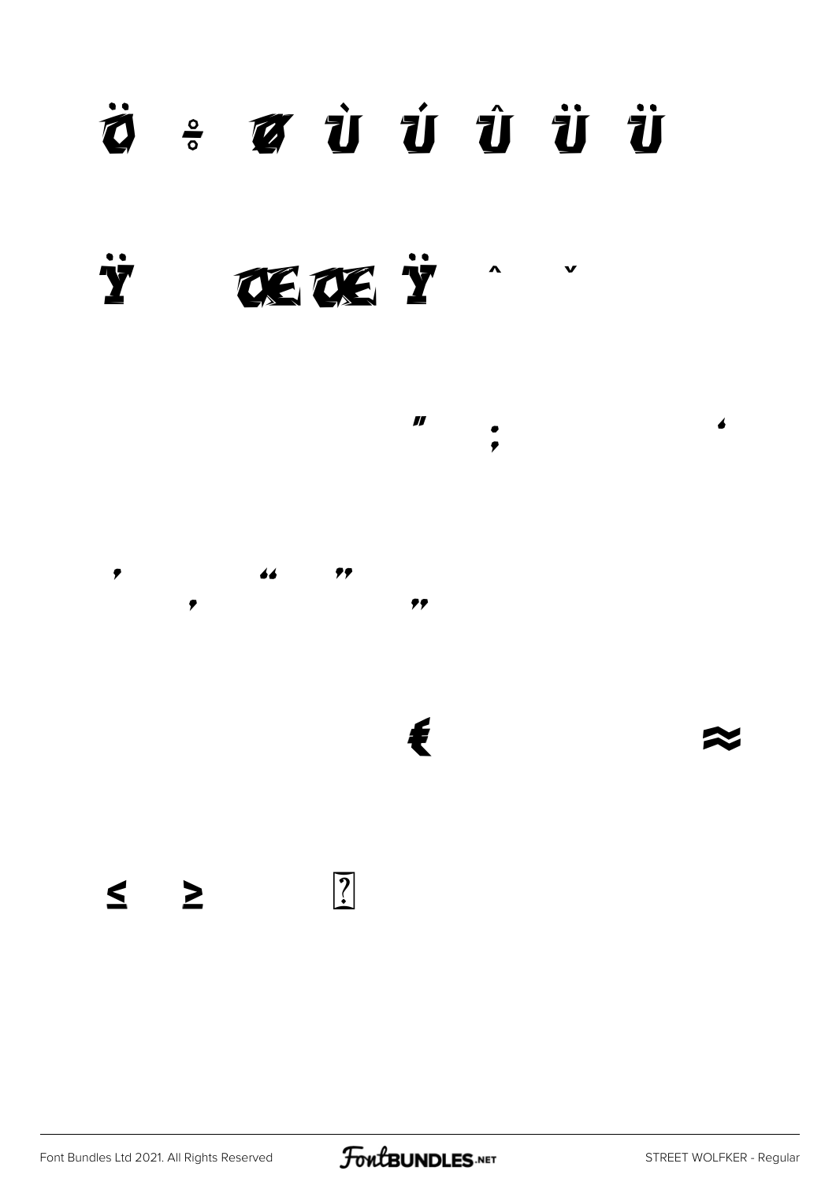ö ÷ ø ù ú û ü ü

ÿ Œ œ Ÿ ˆ ˇ

" ; ‘

’ ‚ “ ” „

€ ≈

≤ ≥ ?